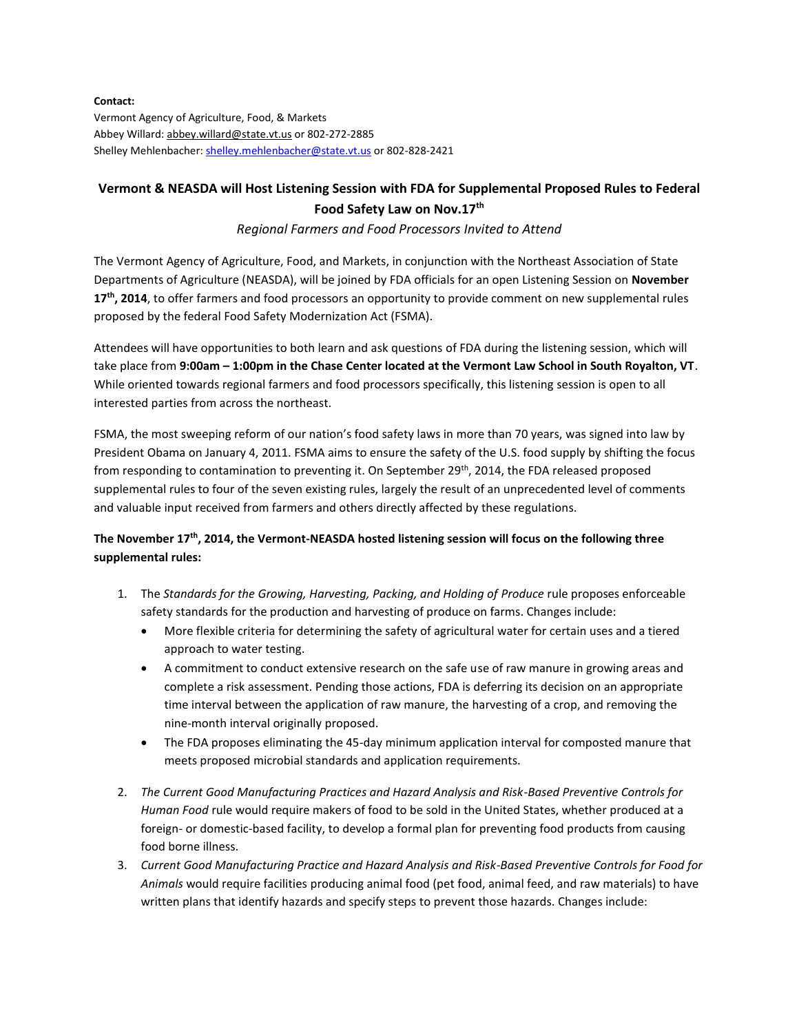**Contact:**
Vermont Agency of Agriculture, Food, & Markets
Abbey Willard: abbey.willard@state.vt.us or 802-272-2885
Shelley Mehlenbacher: shelley.mehlenbacher@state.vt.us or 802-828-2421

## Vermont & NEASDA will Host Listening Session with FDA for Supplemental Proposed Rules to Federal Food Safety Law on Nov.17th

*Regional Farmers and Food Processors Invited to Attend*

The Vermont Agency of Agriculture, Food, and Markets, in conjunction with the Northeast Association of State Departments of Agriculture (NEASDA), will be joined by FDA officials for an open Listening Session on **November 17th, 2014**, to offer farmers and food processors an opportunity to provide comment on new supplemental rules proposed by the federal Food Safety Modernization Act (FSMA).

Attendees will have opportunities to both learn and ask questions of FDA during the listening session, which will take place from **9:00am – 1:00pm in the Chase Center located at the Vermont Law School in South Royalton, VT**. While oriented towards regional farmers and food processors specifically, this listening session is open to all interested parties from across the northeast.

FSMA, the most sweeping reform of our nation's food safety laws in more than 70 years, was signed into law by President Obama on January 4, 2011. FSMA aims to ensure the safety of the U.S. food supply by shifting the focus from responding to contamination to preventing it. On September 29th, 2014, the FDA released proposed supplemental rules to four of the seven existing rules, largely the result of an unprecedented level of comments and valuable input received from farmers and others directly affected by these regulations.

**The November 17th, 2014, the Vermont-NEASDA hosted listening session will focus on the following three supplemental rules:**

1. The *Standards for the Growing, Harvesting, Packing, and Holding of Produce* rule proposes enforceable safety standards for the production and harvesting of produce on farms. Changes include:
   - More flexible criteria for determining the safety of agricultural water for certain uses and a tiered approach to water testing.
   - A commitment to conduct extensive research on the safe use of raw manure in growing areas and complete a risk assessment. Pending those actions, FDA is deferring its decision on an appropriate time interval between the application of raw manure, the harvesting of a crop, and removing the nine-month interval originally proposed.
   - The FDA proposes eliminating the 45-day minimum application interval for composted manure that meets proposed microbial standards and application requirements.
2. *The Current Good Manufacturing Practices and Hazard Analysis and Risk-Based Preventive Controls for Human Food* rule would require makers of food to be sold in the United States, whether produced at a foreign- or domestic-based facility, to develop a formal plan for preventing food products from causing food borne illness.
3. *Current Good Manufacturing Practice and Hazard Analysis and Risk-Based Preventive Controls for Food for Animals* would require facilities producing animal food (pet food, animal feed, and raw materials) to have written plans that identify hazards and specify steps to prevent those hazards. Changes include: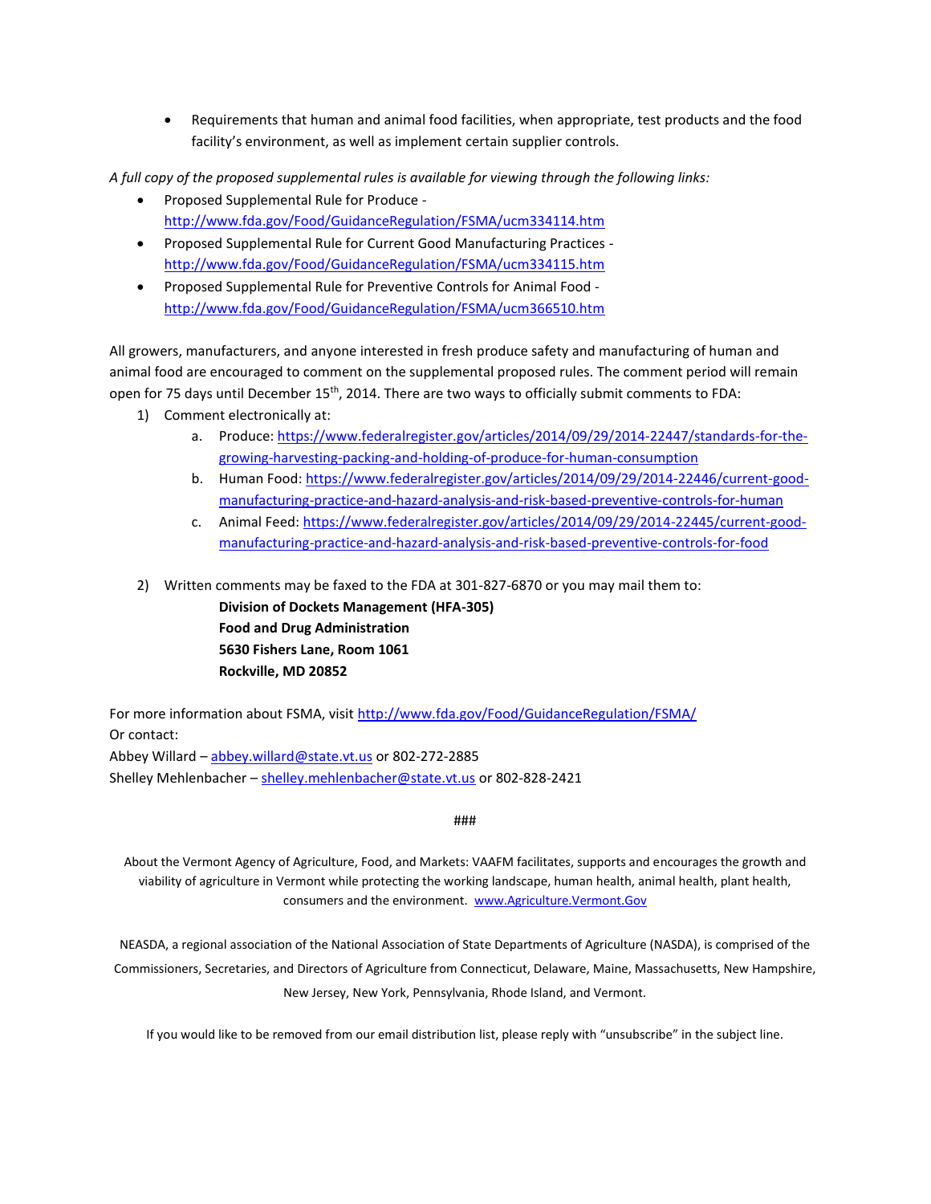- Requirements that human and animal food facilities, when appropriate, test products and the food facility's environment, as well as implement certain supplier controls.

*A full copy of the proposed supplemental rules is available for viewing through the following links:*

- Proposed Supplemental Rule for Produce - http://www.fda.gov/Food/GuidanceRegulation/FSMA/ucm334114.htm
- Proposed Supplemental Rule for Current Good Manufacturing Practices - http://www.fda.gov/Food/GuidanceRegulation/FSMA/ucm334115.htm
- Proposed Supplemental Rule for Preventive Controls for Animal Food - http://www.fda.gov/Food/GuidanceRegulation/FSMA/ucm366510.htm

All growers, manufacturers, and anyone interested in fresh produce safety and manufacturing of human and animal food are encouraged to comment on the supplemental proposed rules. The comment period will remain open for 75 days until December 15th, 2014. There are two ways to officially submit comments to FDA:

1) Comment electronically at:
   a. Produce: https://www.federalregister.gov/articles/2014/09/29/2014-22447/standards-for-the-growing-harvesting-packing-and-holding-of-produce-for-human-consumption
   b. Human Food: https://www.federalregister.gov/articles/2014/09/29/2014-22446/current-good-manufacturing-practice-and-hazard-analysis-and-risk-based-preventive-controls-for-human
   c. Animal Feed: https://www.federalregister.gov/articles/2014/09/29/2014-22445/current-good-manufacturing-practice-and-hazard-analysis-and-risk-based-preventive-controls-for-food

2) Written comments may be faxed to the FDA at 301-827-6870 or you may mail them to:

   **Division of Dockets Management (HFA-305)**
   **Food and Drug Administration**
   **5630 Fishers Lane, Room 1061**
   **Rockville, MD 20852**

For more information about FSMA, visit http://www.fda.gov/Food/GuidanceRegulation/FSMA/
Or contact:
Abbey Willard – abbey.willard@state.vt.us or 802-272-2885
Shelley Mehlenbacher – shelley.mehlenbacher@state.vt.us or 802-828-2421

###

About the Vermont Agency of Agriculture, Food, and Markets: VAAFM facilitates, supports and encourages the growth and viability of agriculture in Vermont while protecting the working landscape, human health, animal health, plant health, consumers and the environment. www.Agriculture.Vermont.Gov

NEASDA, a regional association of the National Association of State Departments of Agriculture (NASDA), is comprised of the Commissioners, Secretaries, and Directors of Agriculture from Connecticut, Delaware, Maine, Massachusetts, New Hampshire, New Jersey, New York, Pennsylvania, Rhode Island, and Vermont.

If you would like to be removed from our email distribution list, please reply with "unsubscribe" in the subject line.